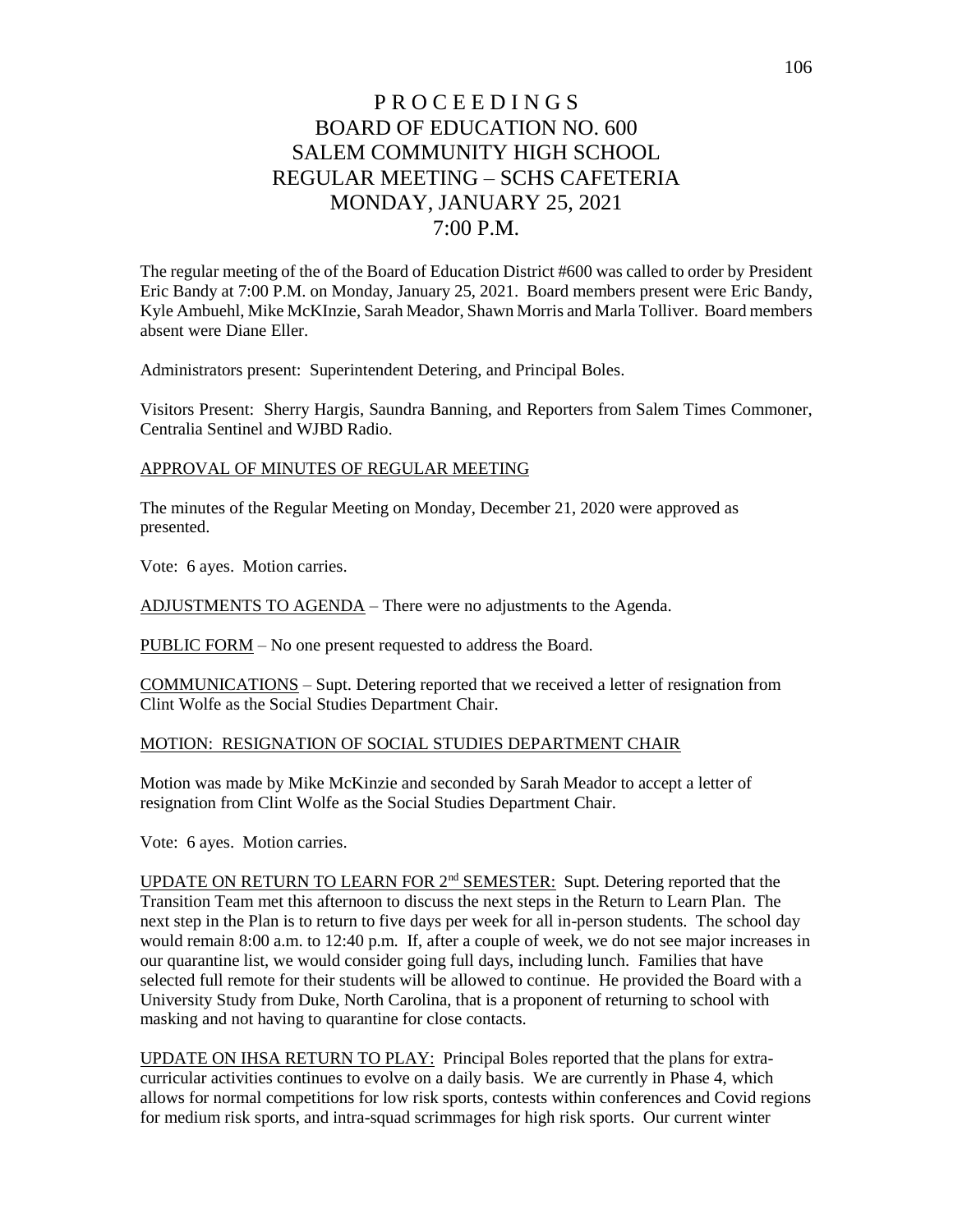# PROCEEDINGS
# BOARD OF EDUCATION NO. 600
# SALEM COMMUNITY HIGH SCHOOL
# REGULAR MEETING – SCHS CAFETERIA
# MONDAY, JANUARY 25, 2021
# 7:00 P.M.

The regular meeting of the of the Board of Education District #600 was called to order by President Eric Bandy at 7:00 P.M. on Monday, January 25, 2021. Board members present were Eric Bandy, Kyle Ambuehl, Mike McKInzie, Sarah Meador, Shawn Morris and Marla Tolliver. Board members absent were Diane Eller.

Administrators present: Superintendent Detering, and Principal Boles.

Visitors Present: Sherry Hargis, Saundra Banning, and Reporters from Salem Times Commoner, Centralia Sentinel and WJBD Radio.

APPROVAL OF MINUTES OF REGULAR MEETING

The minutes of the Regular Meeting on Monday, December 21, 2020 were approved as presented.

Vote: 6 ayes. Motion carries.

ADJUSTMENTS TO AGENDA – There were no adjustments to the Agenda.

PUBLIC FORM – No one present requested to address the Board.

COMMUNICATIONS – Supt. Detering reported that we received a letter of resignation from Clint Wolfe as the Social Studies Department Chair.

MOTION: RESIGNATION OF SOCIAL STUDIES DEPARTMENT CHAIR

Motion was made by Mike McKinzie and seconded by Sarah Meador to accept a letter of resignation from Clint Wolfe as the Social Studies Department Chair.

Vote: 6 ayes. Motion carries.

UPDATE ON RETURN TO LEARN FOR 2nd SEMESTER: Supt. Detering reported that the Transition Team met this afternoon to discuss the next steps in the Return to Learn Plan. The next step in the Plan is to return to five days per week for all in-person students. The school day would remain 8:00 a.m. to 12:40 p.m. If, after a couple of week, we do not see major increases in our quarantine list, we would consider going full days, including lunch. Families that have selected full remote for their students will be allowed to continue. He provided the Board with a University Study from Duke, North Carolina, that is a proponent of returning to school with masking and not having to quarantine for close contacts.

UPDATE ON IHSA RETURN TO PLAY: Principal Boles reported that the plans for extra-curricular activities continues to evolve on a daily basis. We are currently in Phase 4, which allows for normal competitions for low risk sports, contests within conferences and Covid regions for medium risk sports, and intra-squad scrimmages for high risk sports. Our current winter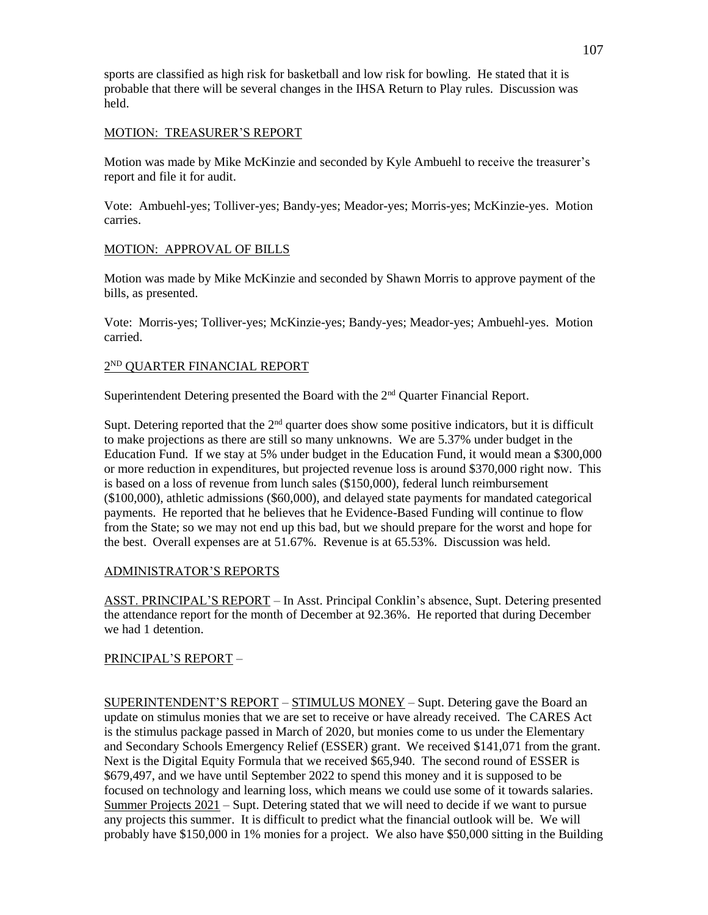sports are classified as high risk for basketball and low risk for bowling. He stated that it is probable that there will be several changes in the IHSA Return to Play rules. Discussion was held.

MOTION: TREASURER'S REPORT

Motion was made by Mike McKinzie and seconded by Kyle Ambuehl to receive the treasurer's report and file it for audit.

Vote: Ambuehl-yes; Tolliver-yes; Bandy-yes; Meador-yes; Morris-yes; McKinzie-yes. Motion carries.

MOTION: APPROVAL OF BILLS

Motion was made by Mike McKinzie and seconded by Shawn Morris to approve payment of the bills, as presented.

Vote: Morris-yes; Tolliver-yes; McKinzie-yes; Bandy-yes; Meador-yes; Ambuehl-yes. Motion carried.

2ND QUARTER FINANCIAL REPORT

Superintendent Detering presented the Board with the 2nd Quarter Financial Report.

Supt. Detering reported that the 2nd quarter does show some positive indicators, but it is difficult to make projections as there are still so many unknowns. We are 5.37% under budget in the Education Fund. If we stay at 5% under budget in the Education Fund, it would mean a $300,000 or more reduction in expenditures, but projected revenue loss is around $370,000 right now. This is based on a loss of revenue from lunch sales ($150,000), federal lunch reimbursement ($100,000), athletic admissions ($60,000), and delayed state payments for mandated categorical payments. He reported that he believes that he Evidence-Based Funding will continue to flow from the State; so we may not end up this bad, but we should prepare for the worst and hope for the best. Overall expenses are at 51.67%. Revenue is at 65.53%. Discussion was held.

ADMINISTRATOR'S REPORTS

ASST. PRINCIPAL'S REPORT – In Asst. Principal Conklin's absence, Supt. Detering presented the attendance report for the month of December at 92.36%. He reported that during December we had 1 detention.

PRINCIPAL'S REPORT –

SUPERINTENDENT'S REPORT – STIMULUS MONEY – Supt. Detering gave the Board an update on stimulus monies that we are set to receive or have already received. The CARES Act is the stimulus package passed in March of 2020, but monies come to us under the Elementary and Secondary Schools Emergency Relief (ESSER) grant. We received $141,071 from the grant. Next is the Digital Equity Formula that we received $65,940. The second round of ESSER is $679,497, and we have until September 2022 to spend this money and it is supposed to be focused on technology and learning loss, which means we could use some of it towards salaries. Summer Projects 2021 – Supt. Detering stated that we will need to decide if we want to pursue any projects this summer. It is difficult to predict what the financial outlook will be. We will probably have $150,000 in 1% monies for a project. We also have $50,000 sitting in the Building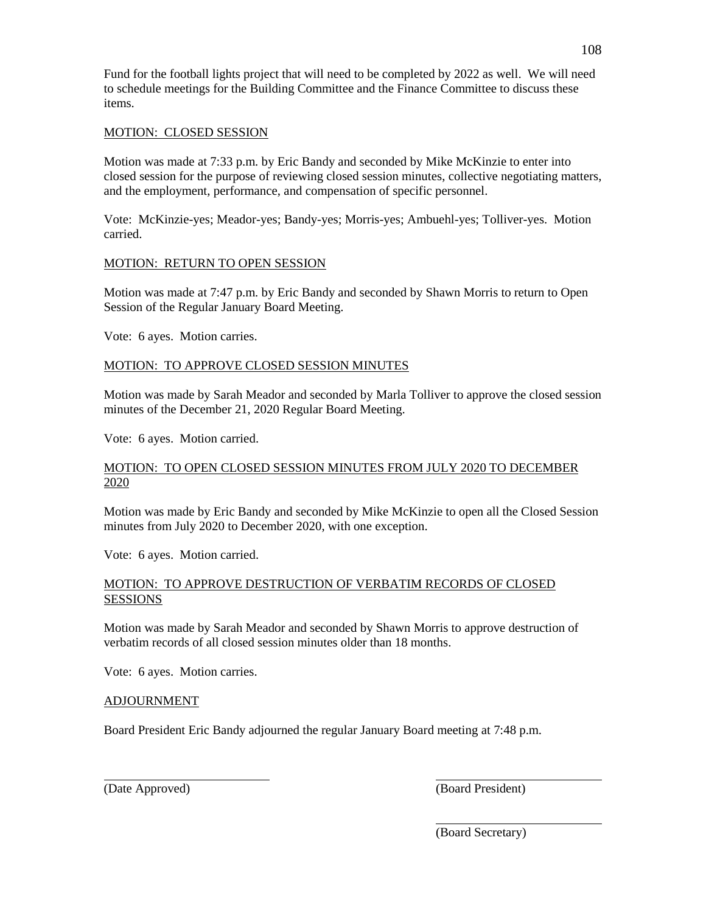Fund for the football lights project that will need to be completed by 2022 as well. We will need to schedule meetings for the Building Committee and the Finance Committee to discuss these items.

MOTION: CLOSED SESSION

Motion was made at 7:33 p.m. by Eric Bandy and seconded by Mike McKinzie to enter into closed session for the purpose of reviewing closed session minutes, collective negotiating matters, and the employment, performance, and compensation of specific personnel.

Vote: McKinzie-yes; Meador-yes; Bandy-yes; Morris-yes; Ambuehl-yes; Tolliver-yes. Motion carried.

MOTION: RETURN TO OPEN SESSION

Motion was made at 7:47 p.m. by Eric Bandy and seconded by Shawn Morris to return to Open Session of the Regular January Board Meeting.

Vote: 6 ayes. Motion carries.

MOTION: TO APPROVE CLOSED SESSION MINUTES

Motion was made by Sarah Meador and seconded by Marla Tolliver to approve the closed session minutes of the December 21, 2020 Regular Board Meeting.

Vote: 6 ayes. Motion carried.

MOTION: TO OPEN CLOSED SESSION MINUTES FROM JULY 2020 TO DECEMBER 2020

Motion was made by Eric Bandy and seconded by Mike McKinzie to open all the Closed Session minutes from July 2020 to December 2020, with one exception.

Vote: 6 ayes. Motion carried.

MOTION: TO APPROVE DESTRUCTION OF VERBATIM RECORDS OF CLOSED SESSIONS

Motion was made by Sarah Meador and seconded by Shawn Morris to approve destruction of verbatim records of all closed session minutes older than 18 months.

Vote: 6 ayes. Motion carries.

ADJOURNMENT

Board President Eric Bandy adjourned the regular January Board meeting at 7:48 p.m.

(Date Approved) (Board President)

(Board Secretary)